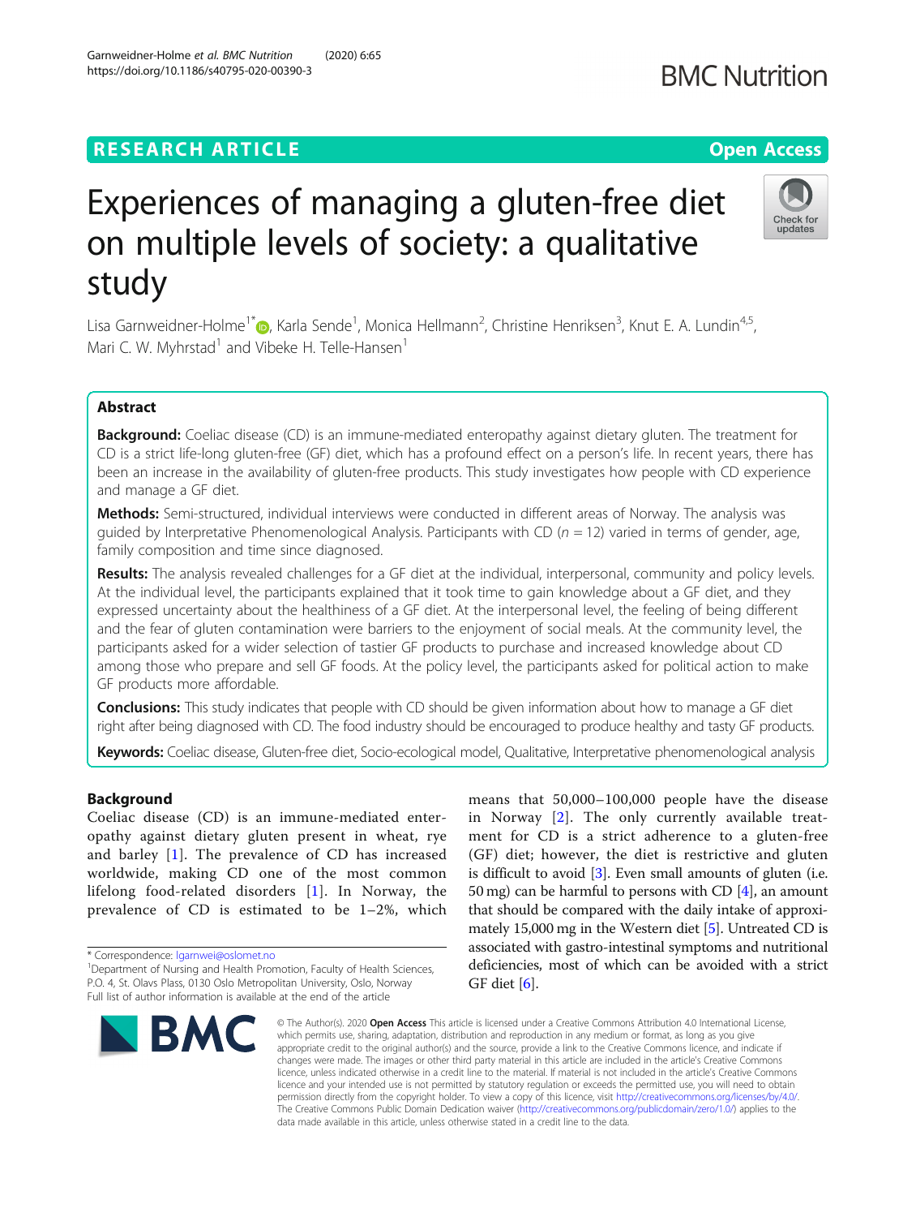# Experiences of managing a gluten-free diet on multiple levels of society: a qualitative study

Lisa Garnweidner-Holme[1*], Karla Sende[1], Monica Hellmann[2], Christine Henriksen[3], Knut E. A. Lundin[4,5], Mari C. W. Myhrstad[1] and Vibeke H. Telle-Hansen[1]

## Abstract

**Background:** Coeliac disease (CD) is an immune-mediated enteropathy against dietary gluten. The treatment for CD is a strict life-long gluten-free (GF) diet, which has a profound effect on a person's life. In recent years, there has been an increase in the availability of gluten-free products. This study investigates how people with CD experience and manage a GF diet.

**Methods:** Semi-structured, individual interviews were conducted in different areas of Norway. The analysis was guided by Interpretative Phenomenological Analysis. Participants with CD (*n* = 12) varied in terms of gender, age, family composition and time since diagnosed.

**Results:** The analysis revealed challenges for a GF diet at the individual, interpersonal, community and policy levels. At the individual level, the participants explained that it took time to gain knowledge about a GF diet, and they expressed uncertainty about the healthiness of a GF diet. At the interpersonal level, the feeling of being different and the fear of gluten contamination were barriers to the enjoyment of social meals. At the community level, the participants asked for a wider selection of tastier GF products to purchase and increased knowledge about CD among those who prepare and sell GF foods. At the policy level, the participants asked for political action to make GF products more affordable.

**Conclusions:** This study indicates that people with CD should be given information about how to manage a GF diet right after being diagnosed with CD. The food industry should be encouraged to produce healthy and tasty GF products.

**Keywords:** Coeliac disease, Gluten-free diet, Socio-ecological model, Qualitative, Interpretative phenomenological analysis

## Background

Coeliac disease (CD) is an immune-mediated enteropathy against dietary gluten present in wheat, rye and barley [1]. The prevalence of CD has increased worldwide, making CD one of the most common lifelong food-related disorders [1]. In Norway, the prevalence of CD is estimated to be 1–2%, which means that 50,000–100,000 people have the disease in Norway [2]. The only currently available treatment for CD is a strict adherence to a gluten-free (GF) diet; however, the diet is restrictive and gluten is difficult to avoid [3]. Even small amounts of gluten (i.e. 50 mg) can be harmful to persons with CD [4], an amount that should be compared with the daily intake of approximately 15,000 mg in the Western diet [5]. Untreated CD is associated with gastro-intestinal symptoms and nutritional deficiencies, most of which can be avoided with a strict GF diet [6].

\* Correspondence: lgarnwei@oslomet.no

[1]Department of Nursing and Health Promotion, Faculty of Health Sciences, P.O. 4, St. Olavs Plass, 0130 Oslo Metropolitan University, Oslo, Norway

Full list of author information is available at the end of the article

© The Author(s). 2020 **Open Access** This article is licensed under a Creative Commons Attribution 4.0 International License, which permits use, sharing, adaptation, distribution and reproduction in any medium or format, as long as you give appropriate credit to the original author(s) and the source, provide a link to the Creative Commons licence, and indicate if changes were made. The images or other third party material in this article are included in the article's Creative Commons licence, unless indicated otherwise in a credit line to the material. If material is not included in the article's Creative Commons licence and your intended use is not permitted by statutory regulation or exceeds the permitted use, you will need to obtain permission directly from the copyright holder. To view a copy of this licence, visit http://creativecommons.org/licenses/by/4.0/. The Creative Commons Public Domain Dedication waiver (http://creativecommons.org/publicdomain/zero/1.0/) applies to the data made available in this article, unless otherwise stated in a credit line to the data.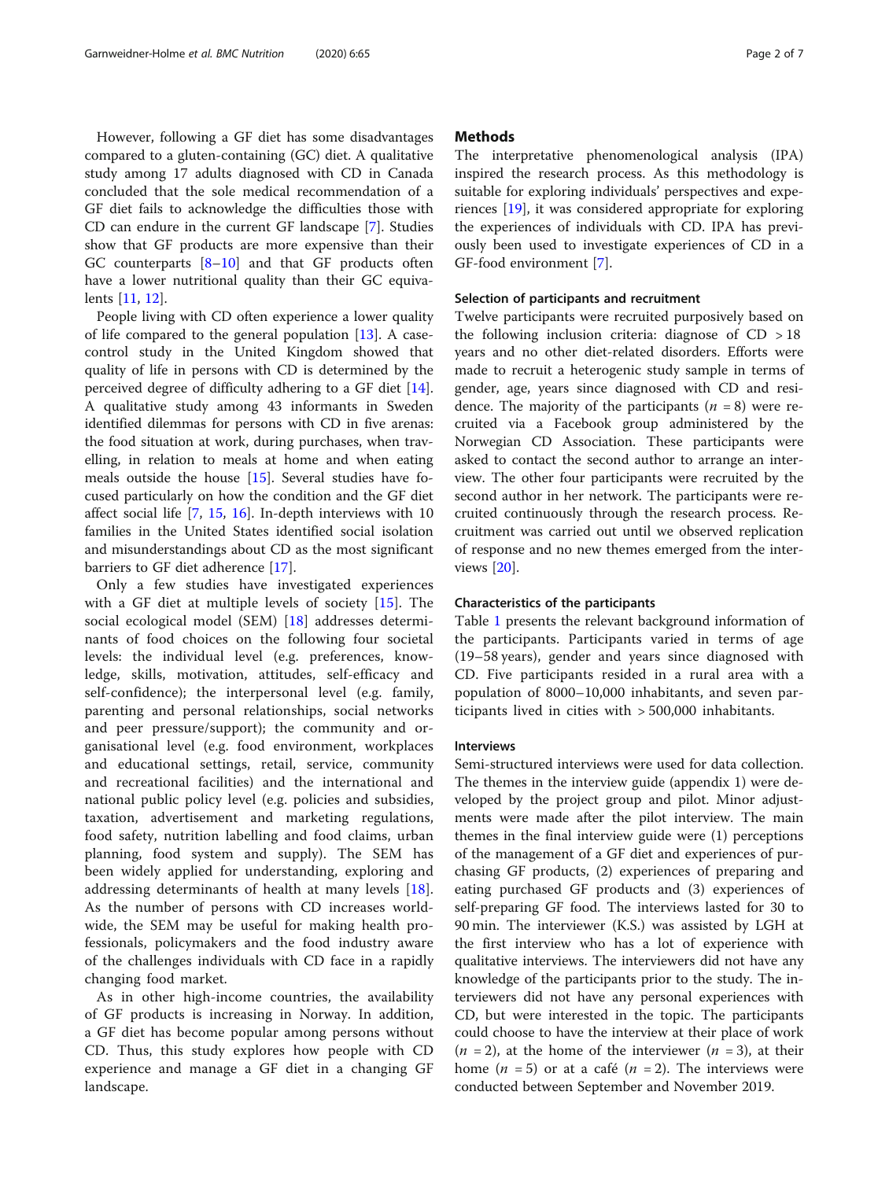However, following a GF diet has some disadvantages compared to a gluten-containing (GC) diet. A qualitative study among 17 adults diagnosed with CD in Canada concluded that the sole medical recommendation of a GF diet fails to acknowledge the difficulties those with CD can endure in the current GF landscape [7]. Studies show that GF products are more expensive than their GC counterparts [8–10] and that GF products often have a lower nutritional quality than their GC equivalents [11, 12].

People living with CD often experience a lower quality of life compared to the general population [13]. A case-control study in the United Kingdom showed that quality of life in persons with CD is determined by the perceived degree of difficulty adhering to a GF diet [14]. A qualitative study among 43 informants in Sweden identified dilemmas for persons with CD in five arenas: the food situation at work, during purchases, when travelling, in relation to meals at home and when eating meals outside the house [15]. Several studies have focused particularly on how the condition and the GF diet affect social life [7, 15, 16]. In-depth interviews with 10 families in the United States identified social isolation and misunderstandings about CD as the most significant barriers to GF diet adherence [17].

Only a few studies have investigated experiences with a GF diet at multiple levels of society [15]. The social ecological model (SEM) [18] addresses determinants of food choices on the following four societal levels: the individual level (e.g. preferences, knowledge, skills, motivation, attitudes, self-efficacy and self-confidence); the interpersonal level (e.g. family, parenting and personal relationships, social networks and peer pressure/support); the community and organisational level (e.g. food environment, workplaces and educational settings, retail, service, community and recreational facilities) and the international and national public policy level (e.g. policies and subsidies, taxation, advertisement and marketing regulations, food safety, nutrition labelling and food claims, urban planning, food system and supply). The SEM has been widely applied for understanding, exploring and addressing determinants of health at many levels [18]. As the number of persons with CD increases worldwide, the SEM may be useful for making health professionals, policymakers and the food industry aware of the challenges individuals with CD face in a rapidly changing food market.

As in other high-income countries, the availability of GF products is increasing in Norway. In addition, a GF diet has become popular among persons without CD. Thus, this study explores how people with CD experience and manage a GF diet in a changing GF landscape.

## Methods

The interpretative phenomenological analysis (IPA) inspired the research process. As this methodology is suitable for exploring individuals' perspectives and experiences [19], it was considered appropriate for exploring the experiences of individuals with CD. IPA has previously been used to investigate experiences of CD in a GF-food environment [7].

### Selection of participants and recruitment

Twelve participants were recruited purposively based on the following inclusion criteria: diagnose of CD > 18 years and no other diet-related disorders. Efforts were made to recruit a heterogenic study sample in terms of gender, age, years since diagnosed with CD and residence. The majority of the participants ($n$ = 8) were recruited via a Facebook group administered by the Norwegian CD Association. These participants were asked to contact the second author to arrange an interview. The other four participants were recruited by the second author in her network. The participants were recruited continuously through the research process. Recruitment was carried out until we observed replication of response and no new themes emerged from the interviews [20].

### Characteristics of the participants

Table 1 presents the relevant background information of the participants. Participants varied in terms of age (19–58 years), gender and years since diagnosed with CD. Five participants resided in a rural area with a population of 8000–10,000 inhabitants, and seven participants lived in cities with > 500,000 inhabitants.

### Interviews

Semi-structured interviews were used for data collection. The themes in the interview guide (appendix 1) were developed by the project group and pilot. Minor adjustments were made after the pilot interview. The main themes in the final interview guide were (1) perceptions of the management of a GF diet and experiences of purchasing GF products, (2) experiences of preparing and eating purchased GF products and (3) experiences of self-preparing GF food. The interviews lasted for 30 to 90 min. The interviewer (K.S.) was assisted by LGH at the first interview who has a lot of experience with qualitative interviews. The interviewers did not have any knowledge of the participants prior to the study. The interviewers did not have any personal experiences with CD, but were interested in the topic. The participants could choose to have the interview at their place of work ($n$ = 2), at the home of the interviewer ($n$ = 3), at their home ($n$ = 5) or at a café ($n$ = 2). The interviews were conducted between September and November 2019.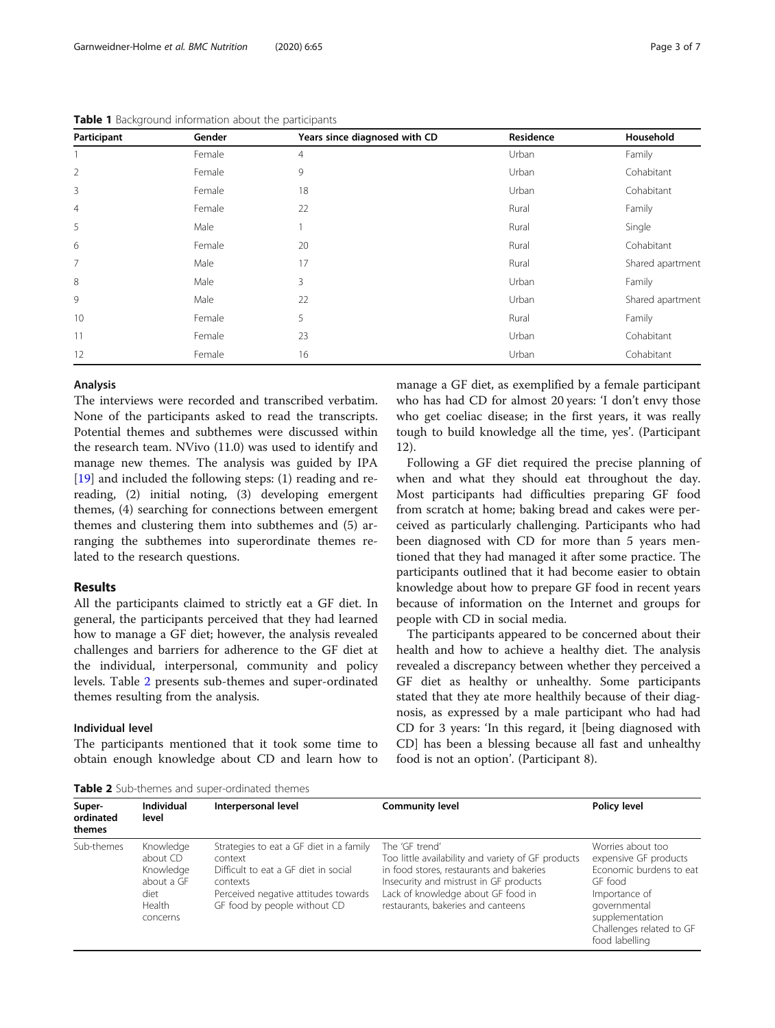**Table 1** Background information about the participants

| Participant | Gender | Years since diagnosed with CD | Residence | Household |
|---|---|---|---|---|
| 1 | Female | 4 | Urban | Family |
| 2 | Female | 9 | Urban | Cohabitant |
| 3 | Female | 18 | Urban | Cohabitant |
| 4 | Female | 22 | Rural | Family |
| 5 | Male | 1 | Rural | Single |
| 6 | Female | 20 | Rural | Cohabitant |
| 7 | Male | 17 | Rural | Shared apartment |
| 8 | Male | 3 | Urban | Family |
| 9 | Male | 22 | Urban | Shared apartment |
| 10 | Female | 5 | Rural | Family |
| 11 | Female | 23 | Urban | Cohabitant |
| 12 | Female | 16 | Urban | Cohabitant |

### Analysis

The interviews were recorded and transcribed verbatim. None of the participants asked to read the transcripts. Potential themes and subthemes were discussed within the research team. NVivo (11.0) was used to identify and manage new themes. The analysis was guided by IPA [19] and included the following steps: (1) reading and re-reading, (2) initial noting, (3) developing emergent themes, (4) searching for connections between emergent themes and clustering them into subthemes and (5) arranging the subthemes into superordinate themes related to the research questions.

## Results

All the participants claimed to strictly eat a GF diet. In general, the participants perceived that they had learned how to manage a GF diet; however, the analysis revealed challenges and barriers for adherence to the GF diet at the individual, interpersonal, community and policy levels. Table 2 presents sub-themes and super-ordinated themes resulting from the analysis.

### Individual level

The participants mentioned that it took some time to obtain enough knowledge about CD and learn how to manage a GF diet, as exemplified by a female participant who has had CD for almost 20 years: 'I don't envy those who get coeliac disease; in the first years, it was really tough to build knowledge all the time, yes'. (Participant 12).

Following a GF diet required the precise planning of when and what they should eat throughout the day. Most participants had difficulties preparing GF food from scratch at home; baking bread and cakes were perceived as particularly challenging. Participants who had been diagnosed with CD for more than 5 years mentioned that they had managed it after some practice. The participants outlined that it had become easier to obtain knowledge about how to prepare GF food in recent years because of information on the Internet and groups for people with CD in social media.

The participants appeared to be concerned about their health and how to achieve a healthy diet. The analysis revealed a discrepancy between whether they perceived a GF diet as healthy or unhealthy. Some participants stated that they ate more healthily because of their diagnosis, as expressed by a male participant who had had CD for 3 years: 'In this regard, it [being diagnosed with CD] has been a blessing because all fast and unhealthy food is not an option'. (Participant 8).

**Table 2** Sub-themes and super-ordinated themes

| Super-ordinated themes | Individual level | Interpersonal level | Community level | Policy level |
|---|---|---|---|---|
| Sub-themes | Knowledge about CD<br>Knowledge about a GF diet<br>Health concerns | Strategies to eat a GF diet in a family context<br>Difficult to eat a GF diet in social contexts<br>Perceived negative attitudes towards GF food by people without CD | The 'GF trend'<br>Too little availability and variety of GF products in food stores, restaurants and bakeries<br>Insecurity and mistrust in GF products<br>Lack of knowledge about GF food in restaurants, bakeries and canteens | Worries about too expensive GF products<br>Economic burdens to eat GF food<br>Importance of governmental supplementation<br>Challenges related to GF food labelling |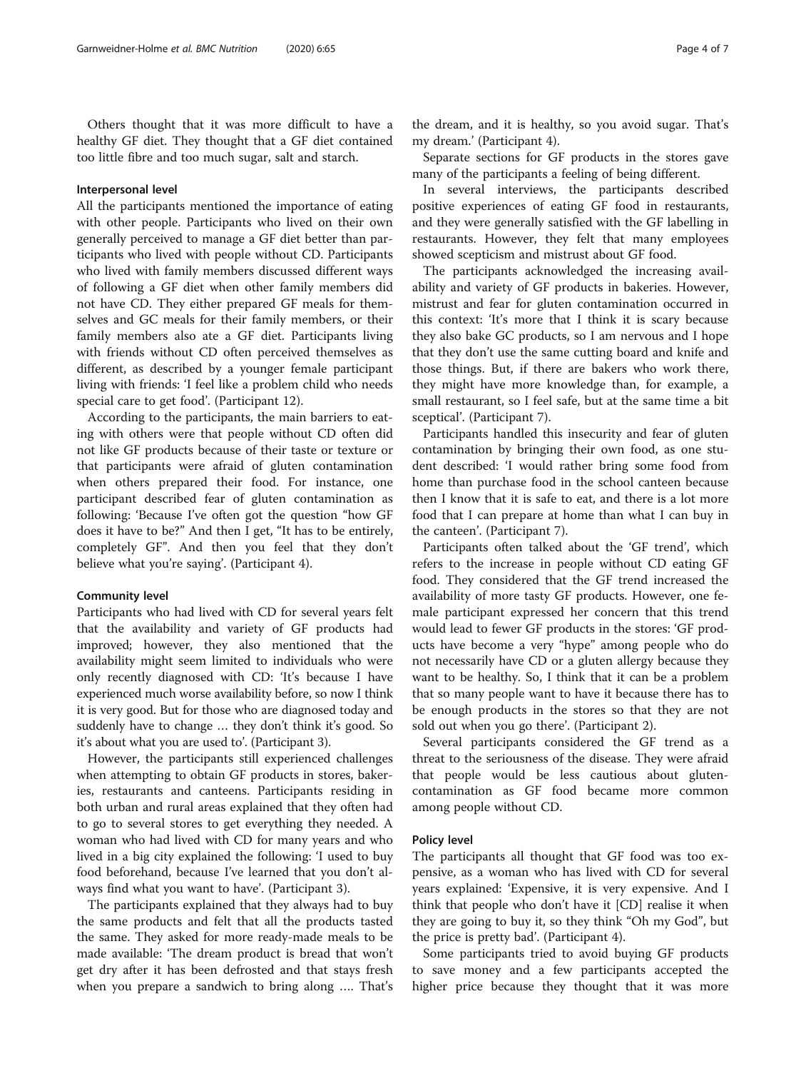Others thought that it was more difficult to have a healthy GF diet. They thought that a GF diet contained too little fibre and too much sugar, salt and starch.

#### Interpersonal level

All the participants mentioned the importance of eating with other people. Participants who lived on their own generally perceived to manage a GF diet better than participants who lived with people without CD. Participants who lived with family members discussed different ways of following a GF diet when other family members did not have CD. They either prepared GF meals for themselves and GC meals for their family members, or their family members also ate a GF diet. Participants living with friends without CD often perceived themselves as different, as described by a younger female participant living with friends: 'I feel like a problem child who needs special care to get food'. (Participant 12).

According to the participants, the main barriers to eating with others were that people without CD often did not like GF products because of their taste or texture or that participants were afraid of gluten contamination when others prepared their food. For instance, one participant described fear of gluten contamination as following: 'Because I've often got the question "how GF does it have to be?" And then I get, "It has to be entirely, completely GF". And then you feel that they don't believe what you're saying'. (Participant 4).

#### Community level

Participants who had lived with CD for several years felt that the availability and variety of GF products had improved; however, they also mentioned that the availability might seem limited to individuals who were only recently diagnosed with CD: 'It's because I have experienced much worse availability before, so now I think it is very good. But for those who are diagnosed today and suddenly have to change … they don't think it's good. So it's about what you are used to'. (Participant 3).

However, the participants still experienced challenges when attempting to obtain GF products in stores, bakeries, restaurants and canteens. Participants residing in both urban and rural areas explained that they often had to go to several stores to get everything they needed. A woman who had lived with CD for many years and who lived in a big city explained the following: 'I used to buy food beforehand, because I've learned that you don't always find what you want to have'. (Participant 3).

The participants explained that they always had to buy the same products and felt that all the products tasted the same. They asked for more ready-made meals to be made available: 'The dream product is bread that won't get dry after it has been defrosted and that stays fresh when you prepare a sandwich to bring along …. That's the dream, and it is healthy, so you avoid sugar. That's my dream.' (Participant 4).

Separate sections for GF products in the stores gave many of the participants a feeling of being different.

In several interviews, the participants described positive experiences of eating GF food in restaurants, and they were generally satisfied with the GF labelling in restaurants. However, they felt that many employees showed scepticism and mistrust about GF food.

The participants acknowledged the increasing availability and variety of GF products in bakeries. However, mistrust and fear for gluten contamination occurred in this context: 'It's more that I think it is scary because they also bake GC products, so I am nervous and I hope that they don't use the same cutting board and knife and those things. But, if there are bakers who work there, they might have more knowledge than, for example, a small restaurant, so I feel safe, but at the same time a bit sceptical'. (Participant 7).

Participants handled this insecurity and fear of gluten contamination by bringing their own food, as one student described: 'I would rather bring some food from home than purchase food in the school canteen because then I know that it is safe to eat, and there is a lot more food that I can prepare at home than what I can buy in the canteen'. (Participant 7).

Participants often talked about the 'GF trend', which refers to the increase in people without CD eating GF food. They considered that the GF trend increased the availability of more tasty GF products. However, one female participant expressed her concern that this trend would lead to fewer GF products in the stores: 'GF products have become a very "hype" among people who do not necessarily have CD or a gluten allergy because they want to be healthy. So, I think that it can be a problem that so many people want to have it because there has to be enough products in the stores so that they are not sold out when you go there'. (Participant 2).

Several participants considered the GF trend as a threat to the seriousness of the disease. They were afraid that people would be less cautious about gluten-contamination as GF food became more common among people without CD.

#### Policy level

The participants all thought that GF food was too expensive, as a woman who has lived with CD for several years explained: 'Expensive, it is very expensive. And I think that people who don't have it [CD] realise it when they are going to buy it, so they think "Oh my God", but the price is pretty bad'. (Participant 4).

Some participants tried to avoid buying GF products to save money and a few participants accepted the higher price because they thought that it was more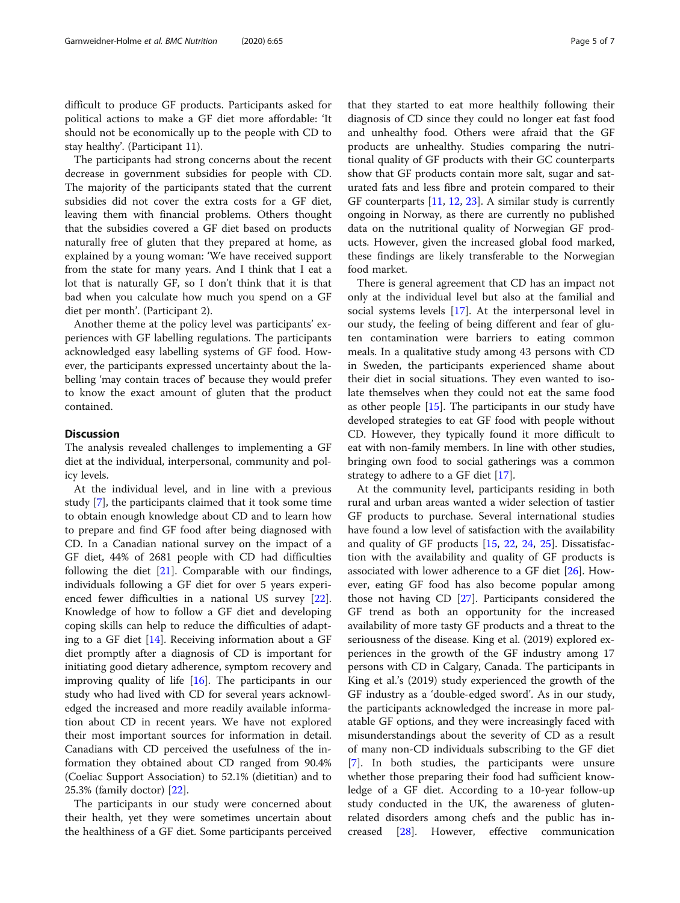difficult to produce GF products. Participants asked for political actions to make a GF diet more affordable: 'It should not be economically up to the people with CD to stay healthy'. (Participant 11).

The participants had strong concerns about the recent decrease in government subsidies for people with CD. The majority of the participants stated that the current subsidies did not cover the extra costs for a GF diet, leaving them with financial problems. Others thought that the subsidies covered a GF diet based on products naturally free of gluten that they prepared at home, as explained by a young woman: 'We have received support from the state for many years. And I think that I eat a lot that is naturally GF, so I don't think that it is that bad when you calculate how much you spend on a GF diet per month'. (Participant 2).

Another theme at the policy level was participants' experiences with GF labelling regulations. The participants acknowledged easy labelling systems of GF food. However, the participants expressed uncertainty about the labelling 'may contain traces of' because they would prefer to know the exact amount of gluten that the product contained.

## Discussion

The analysis revealed challenges to implementing a GF diet at the individual, interpersonal, community and policy levels.

At the individual level, and in line with a previous study [7], the participants claimed that it took some time to obtain enough knowledge about CD and to learn how to prepare and find GF food after being diagnosed with CD. In a Canadian national survey on the impact of a GF diet, 44% of 2681 people with CD had difficulties following the diet [21]. Comparable with our findings, individuals following a GF diet for over 5 years experienced fewer difficulties in a national US survey [22]. Knowledge of how to follow a GF diet and developing coping skills can help to reduce the difficulties of adapting to a GF diet [14]. Receiving information about a GF diet promptly after a diagnosis of CD is important for initiating good dietary adherence, symptom recovery and improving quality of life [16]. The participants in our study who had lived with CD for several years acknowledged the increased and more readily available information about CD in recent years. We have not explored their most important sources for information in detail. Canadians with CD perceived the usefulness of the information they obtained about CD ranged from 90.4% (Coeliac Support Association) to 52.1% (dietitian) and to 25.3% (family doctor) [22].

The participants in our study were concerned about their health, yet they were sometimes uncertain about the healthiness of a GF diet. Some participants perceived that they started to eat more healthily following their diagnosis of CD since they could no longer eat fast food and unhealthy food. Others were afraid that the GF products are unhealthy. Studies comparing the nutritional quality of GF products with their GC counterparts show that GF products contain more salt, sugar and saturated fats and less fibre and protein compared to their GF counterparts [11, 12, 23]. A similar study is currently ongoing in Norway, as there are currently no published data on the nutritional quality of Norwegian GF products. However, given the increased global food marked, these findings are likely transferable to the Norwegian food market.

There is general agreement that CD has an impact not only at the individual level but also at the familial and social systems levels [17]. At the interpersonal level in our study, the feeling of being different and fear of gluten contamination were barriers to eating common meals. In a qualitative study among 43 persons with CD in Sweden, the participants experienced shame about their diet in social situations. They even wanted to isolate themselves when they could not eat the same food as other people [15]. The participants in our study have developed strategies to eat GF food with people without CD. However, they typically found it more difficult to eat with non-family members. In line with other studies, bringing own food to social gatherings was a common strategy to adhere to a GF diet [17].

At the community level, participants residing in both rural and urban areas wanted a wider selection of tastier GF products to purchase. Several international studies have found a low level of satisfaction with the availability and quality of GF products [15, 22, 24, 25]. Dissatisfaction with the availability and quality of GF products is associated with lower adherence to a GF diet [26]. However, eating GF food has also become popular among those not having CD [27]. Participants considered the GF trend as both an opportunity for the increased availability of more tasty GF products and a threat to the seriousness of the disease. King et al. (2019) explored experiences in the growth of the GF industry among 17 persons with CD in Calgary, Canada. The participants in King et al.'s (2019) study experienced the growth of the GF industry as a 'double-edged sword'. As in our study, the participants acknowledged the increase in more palatable GF options, and they were increasingly faced with misunderstandings about the severity of CD as a result of many non-CD individuals subscribing to the GF diet [7]. In both studies, the participants were unsure whether those preparing their food had sufficient knowledge of a GF diet. According to a 10-year follow-up study conducted in the UK, the awareness of gluten-related disorders among chefs and the public has increased [28]. However, effective communication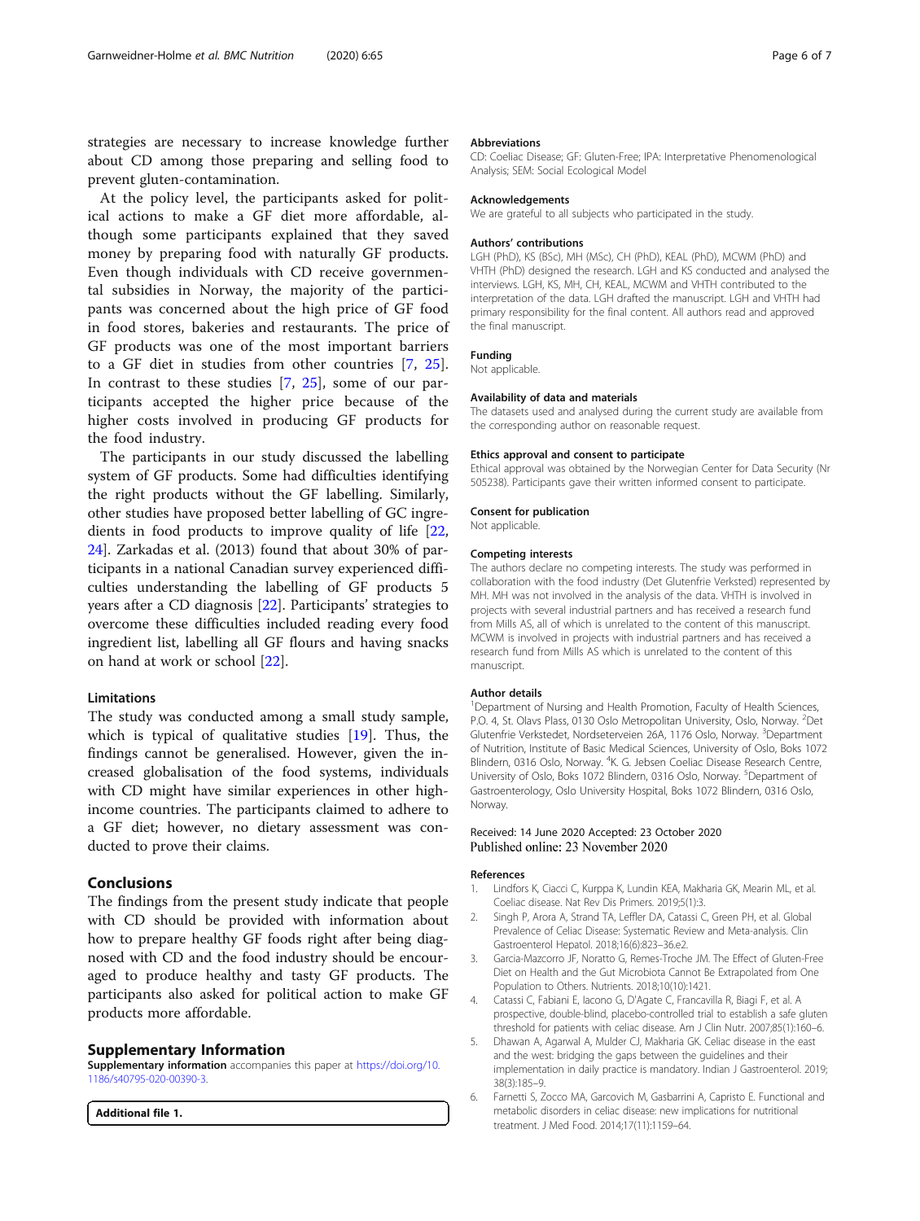strategies are necessary to increase knowledge further about CD among those preparing and selling food to prevent gluten-contamination.

At the policy level, the participants asked for political actions to make a GF diet more affordable, although some participants explained that they saved money by preparing food with naturally GF products. Even though individuals with CD receive governmental subsidies in Norway, the majority of the participants was concerned about the high price of GF food in food stores, bakeries and restaurants. The price of GF products was one of the most important barriers to a GF diet in studies from other countries [7, 25]. In contrast to these studies [7, 25], some of our participants accepted the higher price because of the higher costs involved in producing GF products for the food industry.

The participants in our study discussed the labelling system of GF products. Some had difficulties identifying the right products without the GF labelling. Similarly, other studies have proposed better labelling of GC ingredients in food products to improve quality of life [22, 24]. Zarkadas et al. (2013) found that about 30% of participants in a national Canadian survey experienced difficulties understanding the labelling of GF products 5 years after a CD diagnosis [22]. Participants' strategies to overcome these difficulties included reading every food ingredient list, labelling all GF flours and having snacks on hand at work or school [22].

### Limitations

The study was conducted among a small study sample, which is typical of qualitative studies [19]. Thus, the findings cannot be generalised. However, given the increased globalisation of the food systems, individuals with CD might have similar experiences in other high-income countries. The participants claimed to adhere to a GF diet; however, no dietary assessment was conducted to prove their claims.

## Conclusions

The findings from the present study indicate that people with CD should be provided with information about how to prepare healthy GF foods right after being diagnosed with CD and the food industry should be encouraged to produce healthy and tasty GF products. The participants also asked for political action to make GF products more affordable.

## Supplementary Information

**Supplementary information** accompanies this paper at https://doi.org/10.1186/s40795-020-00390-3.

**Additional file 1.**

### Abbreviations

CD: Coeliac Disease; GF: Gluten-Free; IPA: Interpretative Phenomenological Analysis; SEM: Social Ecological Model

### Acknowledgements

We are grateful to all subjects who participated in the study.

### Authors' contributions

LGH (PhD), KS (BSc), MH (MSc), CH (PhD), KEAL (PhD), MCWM (PhD) and VHTH (PhD) designed the research. LGH and KS conducted and analysed the interviews. LGH, KS, MH, CH, KEAL, MCWM and VHTH contributed to the interpretation of the data. LGH drafted the manuscript. LGH and VHTH had primary responsibility for the final content. All authors read and approved the final manuscript.

### Funding

Not applicable.

### Availability of data and materials

The datasets used and analysed during the current study are available from the corresponding author on reasonable request.

### Ethics approval and consent to participate

Ethical approval was obtained by the Norwegian Center for Data Security (Nr 505238). Participants gave their written informed consent to participate.

### Consent for publication

Not applicable.

### Competing interests

The authors declare no competing interests. The study was performed in collaboration with the food industry (Det Glutenfrie Verksted) represented by MH. MH was not involved in the analysis of the data. VHTH is involved in projects with several industrial partners and has received a research fund from Mills AS, all of which is unrelated to the content of this manuscript. MCWM is involved in projects with industrial partners and has received a research fund from Mills AS which is unrelated to the content of this manuscript.

### Author details

[1]Department of Nursing and Health Promotion, Faculty of Health Sciences, P.O. 4, St. Olavs Plass, 0130 Oslo Metropolitan University, Oslo, Norway. [2]Det Glutenfrie Verkstedet, Nordseterveien 26A, 1176 Oslo, Norway. [3]Department of Nutrition, Institute of Basic Medical Sciences, University of Oslo, Boks 1072 Blindern, 0316 Oslo, Norway. [4]K. G. Jebsen Coeliac Disease Research Centre, University of Oslo, Boks 1072 Blindern, 0316 Oslo, Norway. [5]Department of Gastroenterology, Oslo University Hospital, Boks 1072 Blindern, 0316 Oslo, Norway.

Received: 14 June 2020 Accepted: 23 October 2020
Published online: 23 November 2020

### References

1. Lindfors K, Ciacci C, Kurppa K, Lundin KEA, Makharia GK, Mearin ML, et al. Coeliac disease. Nat Rev Dis Primers. 2019;5(1):3.
2. Singh P, Arora A, Strand TA, Leffler DA, Catassi C, Green PH, et al. Global Prevalence of Celiac Disease: Systematic Review and Meta-analysis. Clin Gastroenterol Hepatol. 2018;16(6):823–36.e2.
3. Garcia-Mazcorro JF, Noratto G, Remes-Troche JM. The Effect of Gluten-Free Diet on Health and the Gut Microbiota Cannot Be Extrapolated from One Population to Others. Nutrients. 2018;10(10):1421.
4. Catassi C, Fabiani E, Iacono G, D'Agate C, Francavilla R, Biagi F, et al. A prospective, double-blind, placebo-controlled trial to establish a safe gluten threshold for patients with celiac disease. Am J Clin Nutr. 2007;85(1):160–6.
5. Dhawan A, Agarwal A, Mulder CJ, Makharia GK. Celiac disease in the east and the west: bridging the gaps between the guidelines and their implementation in daily practice is mandatory. Indian J Gastroenterol. 2019;38(3):185–9.
6. Farnetti S, Zocco MA, Garcovich M, Gasbarrini A, Capristo E. Functional and metabolic disorders in celiac disease: new implications for nutritional treatment. J Med Food. 2014;17(11):1159–64.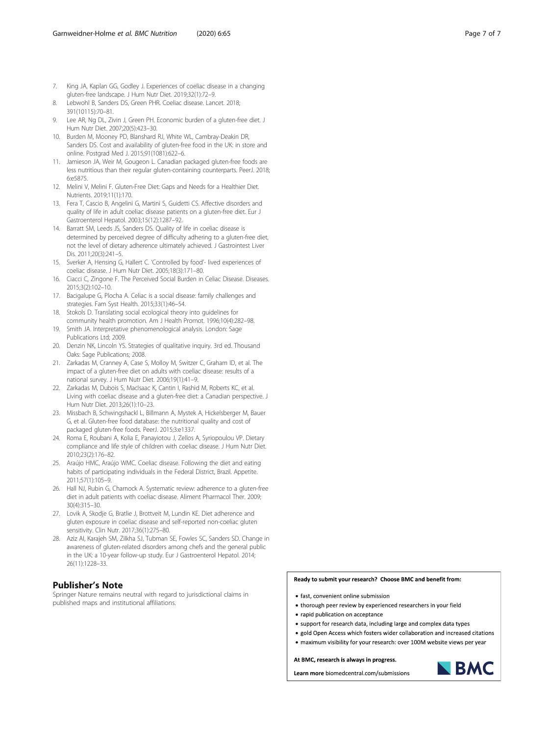7. King JA, Kaplan GG, Godley J. Experiences of coeliac disease in a changing gluten-free landscape. J Hum Nutr Diet. 2019;32(1):72–9.
8. Lebwohl B, Sanders DS, Green PHR. Coeliac disease. Lancet. 2018; 391(10115):70–81.
9. Lee AR, Ng DL, Zivin J, Green PH. Economic burden of a gluten-free diet. J Hum Nutr Diet. 2007;20(5):423–30.
10. Burden M, Mooney PD, Blanshard RJ, White WL, Cambray-Deakin DR, Sanders DS. Cost and availability of gluten-free food in the UK: in store and online. Postgrad Med J. 2015;91(1081):622–6.
11. Jamieson JA, Weir M, Gougeon L. Canadian packaged gluten-free foods are less nutritious than their regular gluten-containing counterparts. PeerJ. 2018; 6:e5875.
12. Melini V, Melini F. Gluten-Free Diet: Gaps and Needs for a Healthier Diet. Nutrients. 2019;11(1):170.
13. Fera T, Cascio B, Angelini G, Martini S, Guidetti CS. Affective disorders and quality of life in adult coeliac disease patients on a gluten-free diet. Eur J Gastroenterol Hepatol. 2003;15(12):1287–92.
14. Barratt SM, Leeds JS, Sanders DS. Quality of life in coeliac disease is determined by perceived degree of difficulty adhering to a gluten-free diet, not the level of dietary adherence ultimately achieved. J Gastrointest Liver Dis. 2011;20(3):241–5.
15. Sverker A, Hensing G, Hallert C. 'Controlled by food'- lived experiences of coeliac disease. J Hum Nutr Diet. 2005;18(3):171–80.
16. Ciacci C, Zingone F. The Perceived Social Burden in Celiac Disease. Diseases. 2015;3(2):102–10.
17. Bacigalupe G, Plocha A. Celiac is a social disease: family challenges and strategies. Fam Syst Health. 2015;33(1):46–54.
18. Stokols D. Translating social ecological theory into guidelines for community health promotion. Am J Health Promot. 1996;10(4):282–98.
19. Smith JA. Interpretative phenomenological analysis. London: Sage Publications Ltd; 2009.
20. Denzin NK, Lincoln YS. Strategies of qualitative inquiry. 3rd ed. Thousand Oaks: Sage Publications; 2008.
21. Zarkadas M, Cranney A, Case S, Molloy M, Switzer C, Graham ID, et al. The impact of a gluten-free diet on adults with coeliac disease: results of a national survey. J Hum Nutr Diet. 2006;19(1):41–9.
22. Zarkadas M, Dubois S, MacIsaac K, Cantin I, Rashid M, Roberts KC, et al. Living with coeliac disease and a gluten-free diet: a Canadian perspective. J Hum Nutr Diet. 2013;26(1):10–23.
23. Missbach B, Schwingshackl L, Billmann A, Mystek A, Hickelsberger M, Bauer G, et al. Gluten-free food database: the nutritional quality and cost of packaged gluten-free foods. PeerJ. 2015;3:e1337.
24. Roma E, Roubani A, Kolia E, Panayiotou J, Zellos A, Syriopoulou VP. Dietary compliance and life style of children with coeliac disease. J Hum Nutr Diet. 2010;23(2):176–82.
25. Araújo HMC, Araújo WMC. Coeliac disease. Following the diet and eating habits of participating individuals in the Federal District, Brazil. Appetite. 2011;57(1):105–9.
26. Hall NJ, Rubin G, Charnock A. Systematic review: adherence to a gluten-free diet in adult patients with coeliac disease. Aliment Pharmacol Ther. 2009; 30(4):315–30.
27. Lovik A, Skodje G, Bratlie J, Brottveit M, Lundin KE. Diet adherence and gluten exposure in coeliac disease and self-reported non-coeliac gluten sensitivity. Clin Nutr. 2017;36(1):275–80.
28. Aziz AI, Karajeh SM, Zilkha SJ, Tubman SE, Fowles SC, Sanders SD. Change in awareness of gluten-related disorders among chefs and the general public in the UK: a 10-year follow-up study. Eur J Gastroenterol Hepatol. 2014; 26(11):1228–33.

## Publisher's Note

Springer Nature remains neutral with regard to jurisdictional claims in published maps and institutional affiliations.

**Ready to submit your research? Choose BMC and benefit from:**

- fast, convenient online submission
- thorough peer review by experienced researchers in your field
- rapid publication on acceptance
- support for research data, including large and complex data types
- gold Open Access which fosters wider collaboration and increased citations
- maximum visibility for your research: over 100M website views per year

**At BMC, research is always in progress.**

**Learn more** biomedcentral.com/submissions